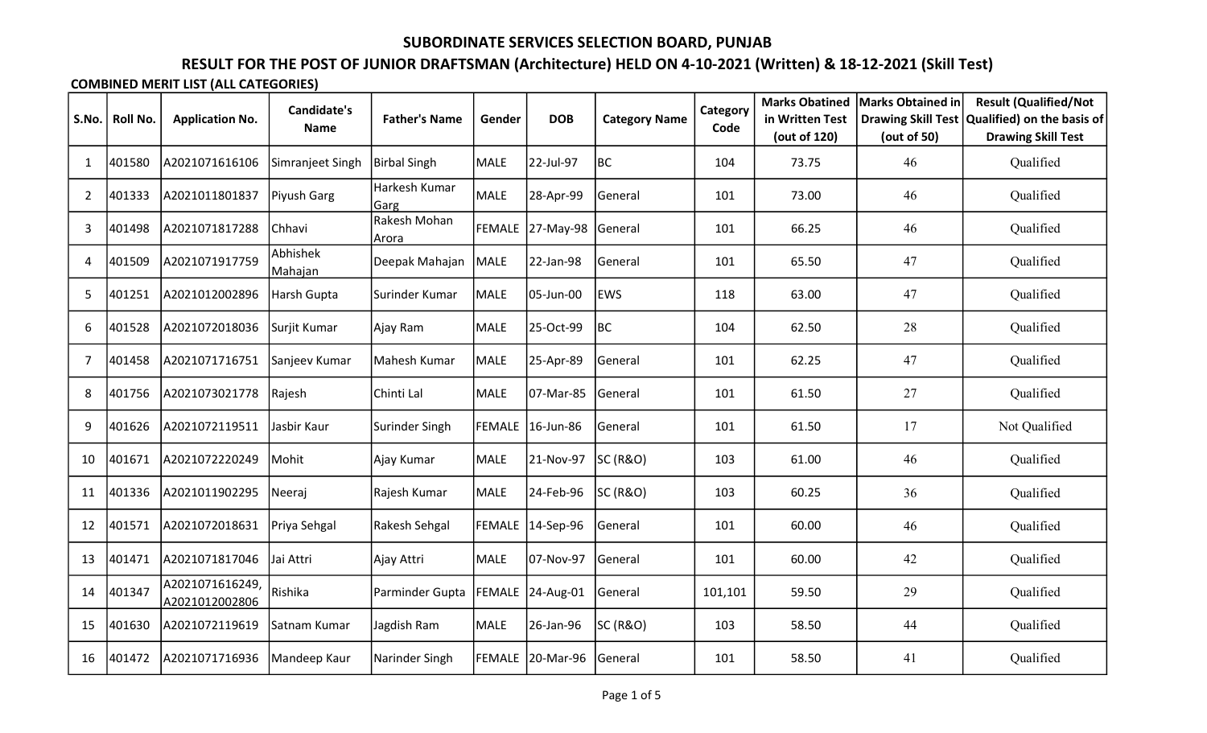# SUBORDINATE SERVICES SELECTION BOARD, PUNJAB

## RESULT FOR THE POST OF JUNIOR DRAFTSMAN (Architecture) HELD ON 4-10-2021 (Written) & 18-12-2021 (Skill Test)

**COMBINED MERIT LIST (ALL CATEGORIES)**

| S.No. | Roll No. | Application No. | Candidate's Name | Father's Name | Gender | DOB | Category Name | Category Code | Marks Obatined in Written Test (out of 120) | Marks Obtained in Drawing Skill Test (out of 50) | Result (Qualified/Not Qualified) on the basis of Drawing Skill Test |
|---|---|---|---|---|---|---|---|---|---|---|---|
| 1 | 401580 | A2021071616106 | Simranjeet Singh | Birbal Singh | MALE | 22-Jul-97 | BC | 104 | 73.75 | 46 | Qualified |
| 2 | 401333 | A2021011801837 | Piyush Garg | Harkesh Kumar Garg | MALE | 28-Apr-99 | General | 101 | 73.00 | 46 | Qualified |
| 3 | 401498 | A2021071817288 | Chhavi | Rakesh Mohan Arora | FEMALE | 27-May-98 | General | 101 | 66.25 | 46 | Qualified |
| 4 | 401509 | A2021071917759 | Abhishek Mahajan | Deepak Mahajan | MALE | 22-Jan-98 | General | 101 | 65.50 | 47 | Qualified |
| 5 | 401251 | A2021012002896 | Harsh Gupta | Surinder Kumar | MALE | 05-Jun-00 | EWS | 118 | 63.00 | 47 | Qualified |
| 6 | 401528 | A2021072018036 | Surjit Kumar | Ajay Ram | MALE | 25-Oct-99 | BC | 104 | 62.50 | 28 | Qualified |
| 7 | 401458 | A2021071716751 | Sanjeev Kumar | Mahesh Kumar | MALE | 25-Apr-89 | General | 101 | 62.25 | 47 | Qualified |
| 8 | 401756 | A2021073021778 | Rajesh | Chinti Lal | MALE | 07-Mar-85 | General | 101 | 61.50 | 27 | Qualified |
| 9 | 401626 | A2021072119511 | Jasbir Kaur | Surinder Singh | FEMALE | 16-Jun-86 | General | 101 | 61.50 | 17 | Not Qualified |
| 10 | 401671 | A2021072220249 | Mohit | Ajay Kumar | MALE | 21-Nov-97 | SC (R&O) | 103 | 61.00 | 46 | Qualified |
| 11 | 401336 | A2021011902295 | Neeraj | Rajesh Kumar | MALE | 24-Feb-96 | SC (R&O) | 103 | 60.25 | 36 | Qualified |
| 12 | 401571 | A2021072018631 | Priya Sehgal | Rakesh Sehgal | FEMALE | 14-Sep-96 | General | 101 | 60.00 | 46 | Qualified |
| 13 | 401471 | A2021071817046 | Jai Attri | Ajay Attri | MALE | 07-Nov-97 | General | 101 | 60.00 | 42 | Qualified |
| 14 | 401347 | A2021071616249, A2021012002806 | Rishika | Parminder Gupta | FEMALE | 24-Aug-01 | General | 101,101 | 59.50 | 29 | Qualified |
| 15 | 401630 | A2021072119619 | Satnam Kumar | Jagdish Ram | MALE | 26-Jan-96 | SC (R&O) | 103 | 58.50 | 44 | Qualified |
| 16 | 401472 | A2021071716936 | Mandeep Kaur | Narinder Singh | FEMALE | 20-Mar-96 | General | 101 | 58.50 | 41 | Qualified |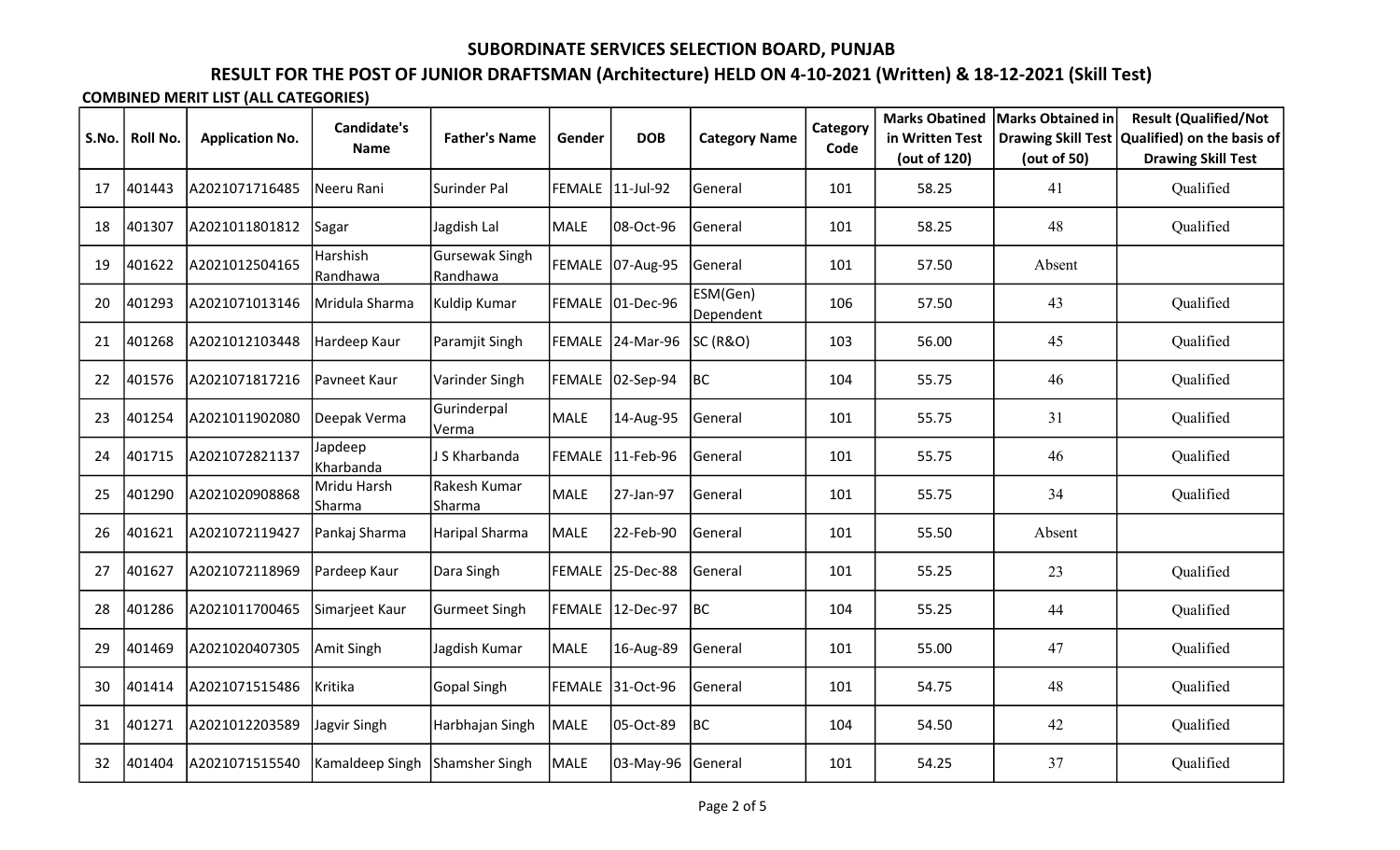# SUBORDINATE SERVICES SELECTION BOARD, PUNJAB

## RESULT FOR THE POST OF JUNIOR DRAFTSMAN (Architecture) HELD ON 4-10-2021 (Written) & 18-12-2021 (Skill Test)

**COMBINED MERIT LIST (ALL CATEGORIES)**

| S.No. | Roll No. | Application No. | Candidate's Name | Father's Name | Gender | DOB | Category Name | Category Code | Marks Obatined in Written Test (out of 120) | Marks Obtained in Drawing Skill Test (out of 50) | Result (Qualified/Not Qualified) on the basis of Drawing Skill Test |
|---|---|---|---|---|---|---|---|---|---|---|---|
| 17 | 401443 | A2021071716485 | Neeru Rani | Surinder Pal | FEMALE | 11-Jul-92 | General | 101 | 58.25 | 41 | Qualified |
| 18 | 401307 | A2021011801812 | Sagar | Jagdish Lal | MALE | 08-Oct-96 | General | 101 | 58.25 | 48 | Qualified |
| 19 | 401622 | A2021012504165 | Harshish Randhawa | Gursewak Singh Randhawa | FEMALE | 07-Aug-95 | General | 101 | 57.50 | Absent | |
| 20 | 401293 | A2021071013146 | Mridula Sharma | Kuldip Kumar | FEMALE | 01-Dec-96 | ESM(Gen) Dependent | 106 | 57.50 | 43 | Qualified |
| 21 | 401268 | A2021012103448 | Hardeep Kaur | Paramjit Singh | FEMALE | 24-Mar-96 | SC (R&O) | 103 | 56.00 | 45 | Qualified |
| 22 | 401576 | A2021071817216 | Pavneet Kaur | Varinder Singh | FEMALE | 02-Sep-94 | BC | 104 | 55.75 | 46 | Qualified |
| 23 | 401254 | A2021011902080 | Deepak Verma | Gurinderpal Verma | MALE | 14-Aug-95 | General | 101 | 55.75 | 31 | Qualified |
| 24 | 401715 | A2021072821137 | Japdeep Kharbanda | J S Kharbanda | FEMALE | 11-Feb-96 | General | 101 | 55.75 | 46 | Qualified |
| 25 | 401290 | A2021020908868 | Mridu Harsh Sharma | Rakesh Kumar Sharma | MALE | 27-Jan-97 | General | 101 | 55.75 | 34 | Qualified |
| 26 | 401621 | A2021072119427 | Pankaj Sharma | Haripal Sharma | MALE | 22-Feb-90 | General | 101 | 55.50 | Absent | |
| 27 | 401627 | A2021072118969 | Pardeep Kaur | Dara Singh | FEMALE | 25-Dec-88 | General | 101 | 55.25 | 23 | Qualified |
| 28 | 401286 | A2021011700465 | Simarjeet Kaur | Gurmeet Singh | FEMALE | 12-Dec-97 | BC | 104 | 55.25 | 44 | Qualified |
| 29 | 401469 | A2021020407305 | Amit Singh | Jagdish Kumar | MALE | 16-Aug-89 | General | 101 | 55.00 | 47 | Qualified |
| 30 | 401414 | A2021071515486 | Kritika | Gopal Singh | FEMALE | 31-Oct-96 | General | 101 | 54.75 | 48 | Qualified |
| 31 | 401271 | A2021012203589 | Jagvir Singh | Harbhajan Singh | MALE | 05-Oct-89 | BC | 104 | 54.50 | 42 | Qualified |
| 32 | 401404 | A2021071515540 | Kamaldeep Singh | Shamsher Singh | MALE | 03-May-96 | General | 101 | 54.25 | 37 | Qualified |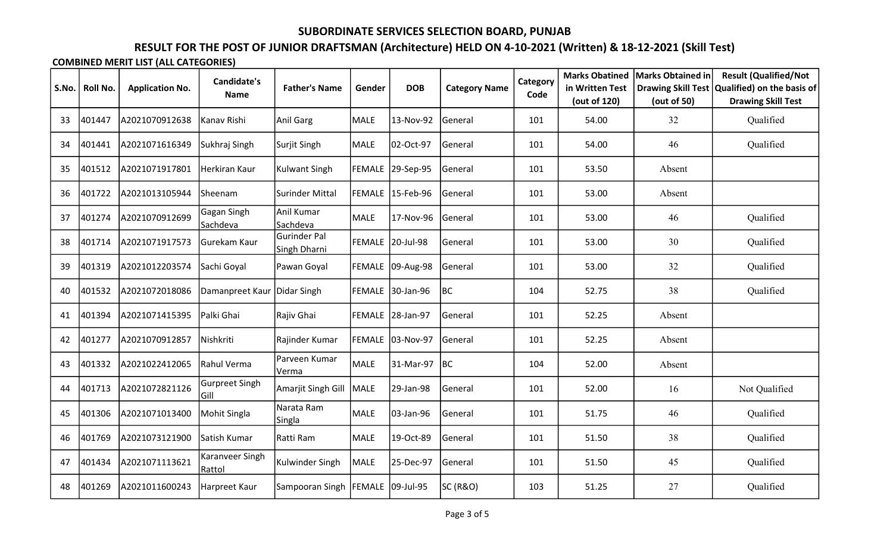# SUBORDINATE SERVICES SELECTION BOARD, PUNJAB

## RESULT FOR THE POST OF JUNIOR DRAFTSMAN (Architecture) HELD ON 4-10-2021 (Written) & 18-12-2021 (Skill Test)

**COMBINED MERIT LIST (ALL CATEGORIES)**

| S.No. | Roll No. | Application No. | Candidate's Name | Father's Name | Gender | DOB | Category Name | Category Code | Marks Obatined in Written Test (out of 120) | Marks Obtained in Drawing Skill Test (out of 50) | Result (Qualified/Not Qualified) on the basis of Drawing Skill Test |
|---|---|---|---|---|---|---|---|---|---|---|---|
| 33 | 401447 | A2021070912638 | Kanav Rishi | Anil Garg | MALE | 13-Nov-92 | General | 101 | 54.00 | 32 | Qualified |
| 34 | 401441 | A2021071616349 | Sukhraj Singh | Surjit Singh | MALE | 02-Oct-97 | General | 101 | 54.00 | 46 | Qualified |
| 35 | 401512 | A2021071917801 | Herkiran Kaur | Kulwant Singh | FEMALE | 29-Sep-95 | General | 101 | 53.50 | Absent | |
| 36 | 401722 | A2021013105944 | Sheenam | Surinder Mittal | FEMALE | 15-Feb-96 | General | 101 | 53.00 | Absent | |
| 37 | 401274 | A2021070912699 | Gagan Singh Sachdeva | Anil Kumar Sachdeva | MALE | 17-Nov-96 | General | 101 | 53.00 | 46 | Qualified |
| 38 | 401714 | A2021071917573 | Gurekam Kaur | Gurinder Pal Singh Dharni | FEMALE | 20-Jul-98 | General | 101 | 53.00 | 30 | Qualified |
| 39 | 401319 | A2021012203574 | Sachi Goyal | Pawan Goyal | FEMALE | 09-Aug-98 | General | 101 | 53.00 | 32 | Qualified |
| 40 | 401532 | A2021072018086 | Damanpreet Kaur | Didar Singh | FEMALE | 30-Jan-96 | BC | 104 | 52.75 | 38 | Qualified |
| 41 | 401394 | A2021071415395 | Palki Ghai | Rajiv Ghai | FEMALE | 28-Jan-97 | General | 101 | 52.25 | Absent | |
| 42 | 401277 | A2021070912857 | Nishkriti | Rajinder Kumar | FEMALE | 03-Nov-97 | General | 101 | 52.25 | Absent | |
| 43 | 401332 | A2021022412065 | Rahul Verma | Parveen Kumar Verma | MALE | 31-Mar-97 | BC | 104 | 52.00 | Absent | |
| 44 | 401713 | A2021072821126 | Gurpreet Singh Gill | Amarjit Singh Gill | MALE | 29-Jan-98 | General | 101 | 52.00 | 16 | Not Qualified |
| 45 | 401306 | A2021071013400 | Mohit Singla | Narata Ram Singla | MALE | 03-Jan-96 | General | 101 | 51.75 | 46 | Qualified |
| 46 | 401769 | A2021073121900 | Satish Kumar | Ratti Ram | MALE | 19-Oct-89 | General | 101 | 51.50 | 38 | Qualified |
| 47 | 401434 | A2021071113621 | Karanveer Singh Rattol | Kulwinder Singh | MALE | 25-Dec-97 | General | 101 | 51.50 | 45 | Qualified |
| 48 | 401269 | A2021011600243 | Harpreet Kaur | Sampooran Singh | FEMALE | 09-Jul-95 | SC (R&O) | 103 | 51.25 | 27 | Qualified |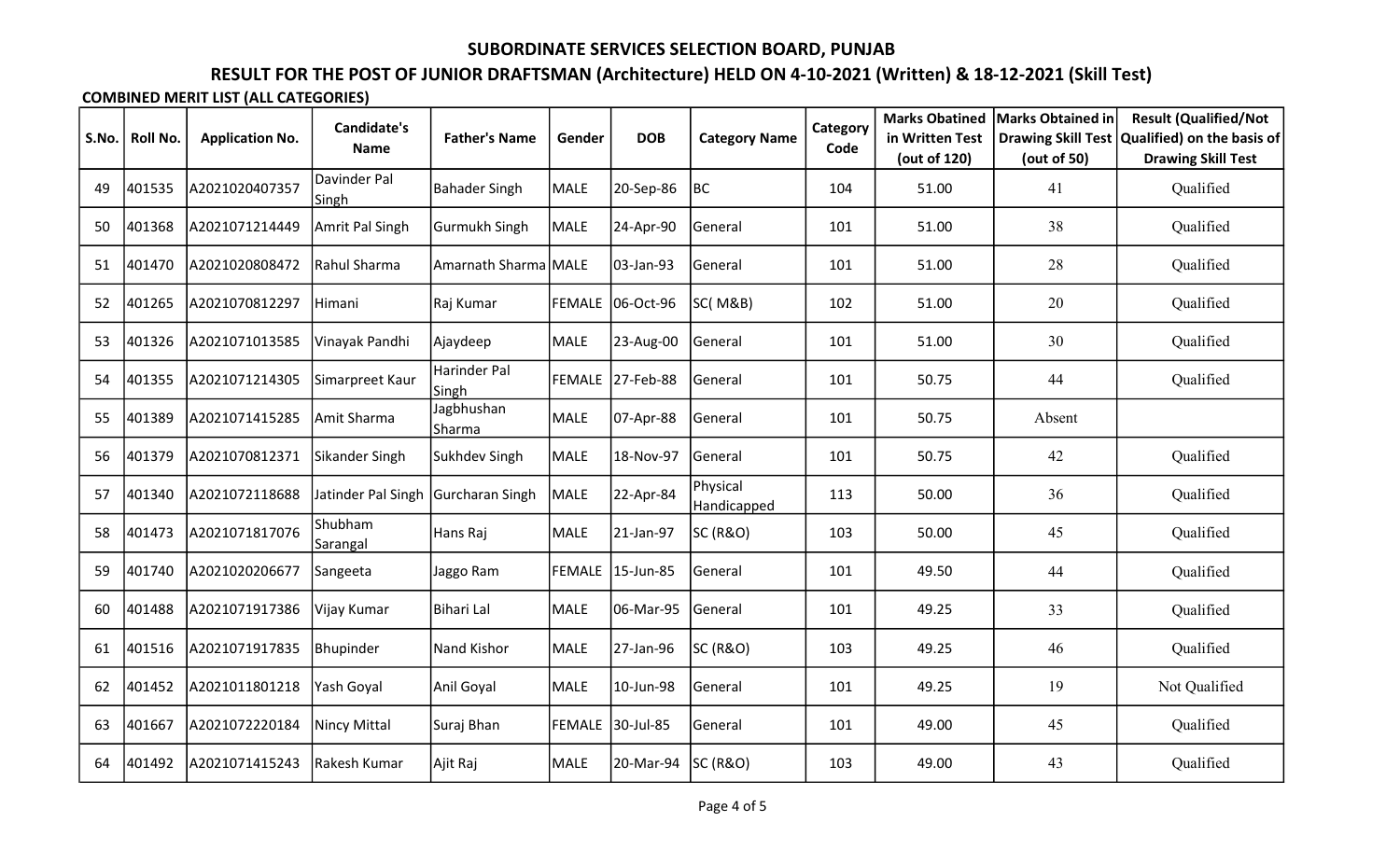# SUBORDINATE SERVICES SELECTION BOARD, PUNJAB

## RESULT FOR THE POST OF JUNIOR DRAFTSMAN (Architecture) HELD ON 4-10-2021 (Written) & 18-12-2021 (Skill Test)

**COMBINED MERIT LIST (ALL CATEGORIES)**

| S.No. | Roll No. | Application No. | Candidate's Name | Father's Name | Gender | DOB | Category Name | Category Code | Marks Obatined in Written Test (out of 120) | Marks Obtained in Drawing Skill Test (out of 50) | Result (Qualified/Not Qualified) on the basis of Drawing Skill Test |
|---|---|---|---|---|---|---|---|---|---|---|---|
| 49 | 401535 | A2021020407357 | Davinder Pal Singh | Bahader Singh | MALE | 20-Sep-86 | BC | 104 | 51.00 | 41 | Qualified |
| 50 | 401368 | A2021071214449 | Amrit Pal Singh | Gurmukh Singh | MALE | 24-Apr-90 | General | 101 | 51.00 | 38 | Qualified |
| 51 | 401470 | A2021020808472 | Rahul Sharma | Amarnath Sharma | MALE | 03-Jan-93 | General | 101 | 51.00 | 28 | Qualified |
| 52 | 401265 | A2021070812297 | Himani | Raj Kumar | FEMALE | 06-Oct-96 | SC( M&B) | 102 | 51.00 | 20 | Qualified |
| 53 | 401326 | A2021071013585 | Vinayak Pandhi | Ajaydeep | MALE | 23-Aug-00 | General | 101 | 51.00 | 30 | Qualified |
| 54 | 401355 | A2021071214305 | Simarpreet Kaur | Harinder Pal Singh | FEMALE | 27-Feb-88 | General | 101 | 50.75 | 44 | Qualified |
| 55 | 401389 | A2021071415285 | Amit Sharma | Jagbhushan Sharma | MALE | 07-Apr-88 | General | 101 | 50.75 | Absent | |
| 56 | 401379 | A2021070812371 | Sikander Singh | Sukhdev Singh | MALE | 18-Nov-97 | General | 101 | 50.75 | 42 | Qualified |
| 57 | 401340 | A2021072118688 | Jatinder Pal Singh | Gurcharan Singh | MALE | 22-Apr-84 | Physical Handicapped | 113 | 50.00 | 36 | Qualified |
| 58 | 401473 | A2021071817076 | Shubham Sarangal | Hans Raj | MALE | 21-Jan-97 | SC (R&O) | 103 | 50.00 | 45 | Qualified |
| 59 | 401740 | A2021020206677 | Sangeeta | Jaggo Ram | FEMALE | 15-Jun-85 | General | 101 | 49.50 | 44 | Qualified |
| 60 | 401488 | A2021071917386 | Vijay Kumar | Bihari Lal | MALE | 06-Mar-95 | General | 101 | 49.25 | 33 | Qualified |
| 61 | 401516 | A2021071917835 | Bhupinder | Nand Kishor | MALE | 27-Jan-96 | SC (R&O) | 103 | 49.25 | 46 | Qualified |
| 62 | 401452 | A2021011801218 | Yash Goyal | Anil Goyal | MALE | 10-Jun-98 | General | 101 | 49.25 | 19 | Not Qualified |
| 63 | 401667 | A2021072220184 | Nincy Mittal | Suraj Bhan | FEMALE | 30-Jul-85 | General | 101 | 49.00 | 45 | Qualified |
| 64 | 401492 | A2021071415243 | Rakesh Kumar | Ajit Raj | MALE | 20-Mar-94 | SC (R&O) | 103 | 49.00 | 43 | Qualified |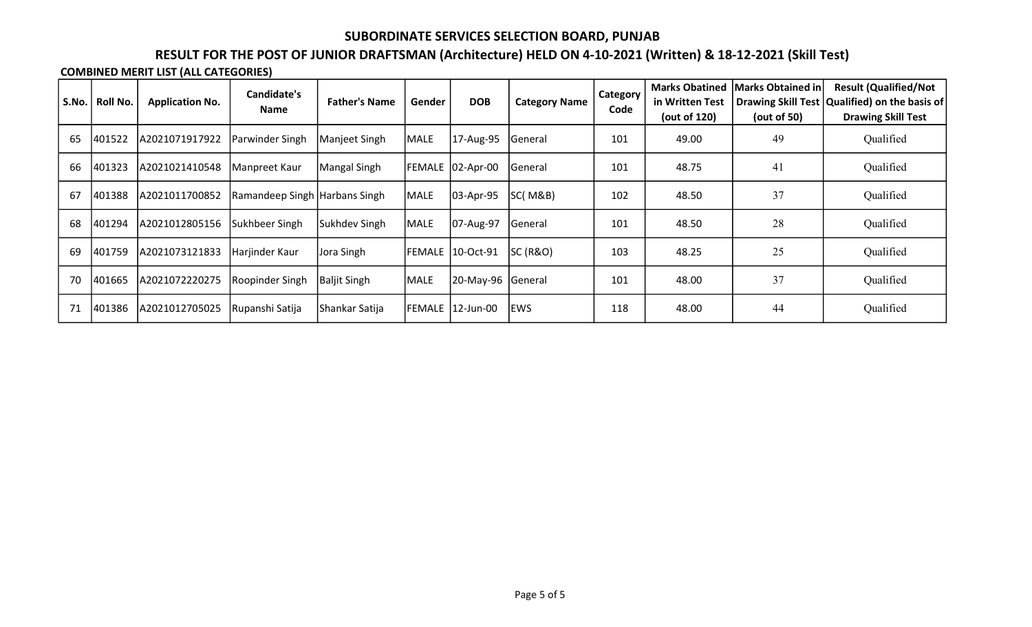# SUBORDINATE SERVICES SELECTION BOARD, PUNJAB

## RESULT FOR THE POST OF JUNIOR DRAFTSMAN (Architecture) HELD ON 4-10-2021 (Written) & 18-12-2021 (Skill Test)

**COMBINED MERIT LIST (ALL CATEGORIES)**

| S.No. | Roll No. | Application No. | Candidate's Name | Father's Name | Gender | DOB | Category Name | Category Code | Marks Obatined in Written Test (out of 120) | Marks Obtained in Drawing Skill Test (out of 50) | Result (Qualified/Not Qualified) on the basis of Drawing Skill Test |
|---|---|---|---|---|---|---|---|---|---|---|---|
| 65 | 401522 | A2021071917922 | Parwinder Singh | Manjeet Singh | MALE | 17-Aug-95 | General | 101 | 49.00 | 49 | Qualified |
| 66 | 401323 | A2021021410548 | Manpreet Kaur | Mangal Singh | FEMALE | 02-Apr-00 | General | 101 | 48.75 | 41 | Qualified |
| 67 | 401388 | A2021011700852 | Ramandeep Singh | Harbans Singh | MALE | 03-Apr-95 | SC( M&B) | 102 | 48.50 | 37 | Qualified |
| 68 | 401294 | A2021012805156 | Sukhbeer Singh | Sukhdev Singh | MALE | 07-Aug-97 | General | 101 | 48.50 | 28 | Qualified |
| 69 | 401759 | A2021073121833 | Harjinder Kaur | Jora Singh | FEMALE | 10-Oct-91 | SC (R&O) | 103 | 48.25 | 25 | Qualified |
| 70 | 401665 | A2021072220275 | Roopinder Singh | Baljit Singh | MALE | 20-May-96 | General | 101 | 48.00 | 37 | Qualified |
| 71 | 401386 | A2021012705025 | Rupanshi Satija | Shankar Satija | FEMALE | 12-Jun-00 | EWS | 118 | 48.00 | 44 | Qualified |